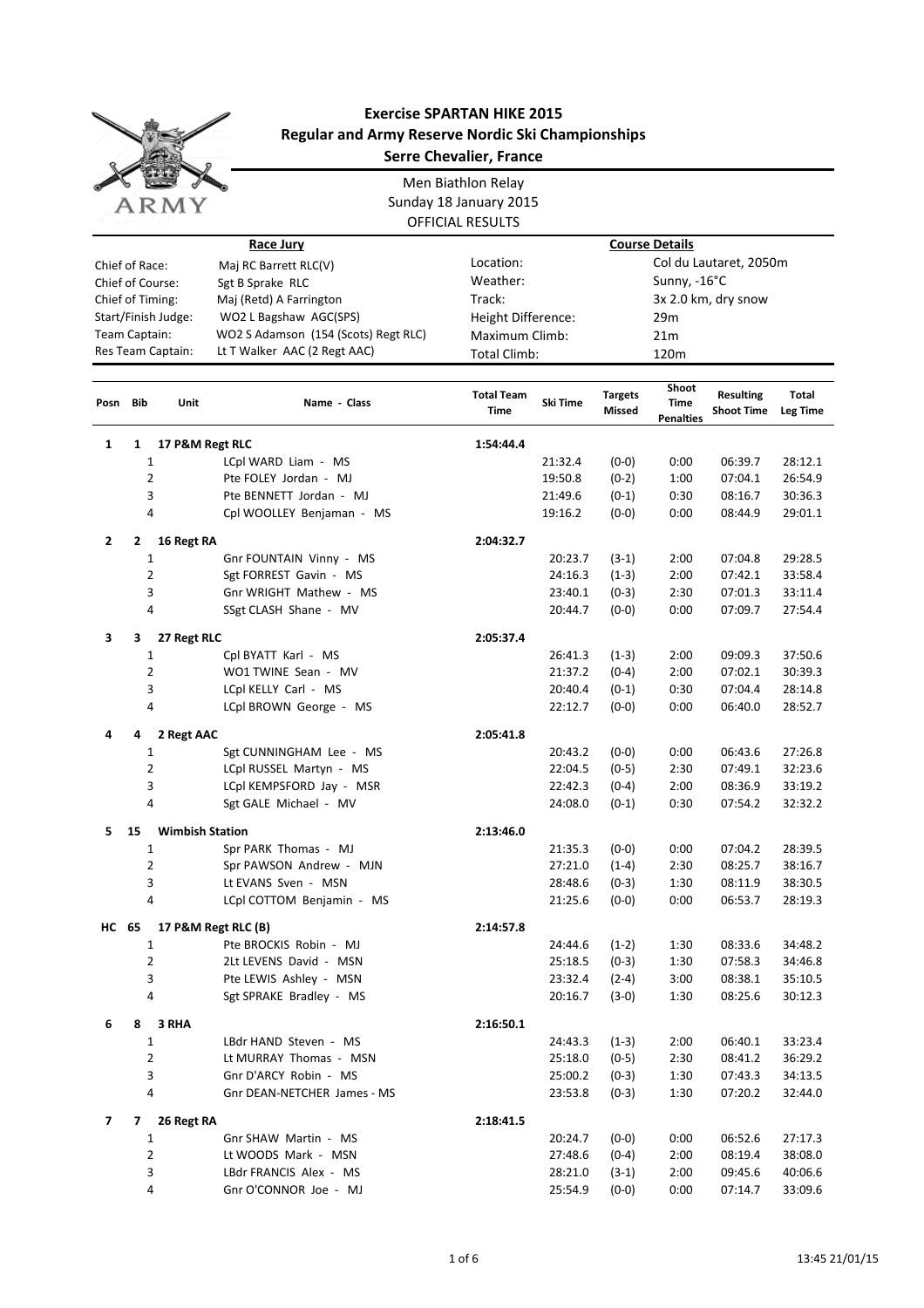# Exercise SPARTAN HIKE 2015

## Regular and Army Reserve Nordic Ski Championships

## Serre Chevalier, France

Men Biathlon Relay
Sunday 18 January 2015
OFFICIAL RESULTS

| Race Jury | | Course Details | |
|---|---|---|---|
| Chief of Race: | Maj RC Barrett RLC(V) | Location: | Col du Lautaret, 2050m |
| Chief of Course: | Sgt B Sprake RLC | Weather: | Sunny, -16°C |
| Chief of Timing: | Maj (Retd) A Farrington | Track: | 3x 2.0 km, dry snow |
| Start/Finish Judge: | WO2 L Bagshaw AGC(SPS) | Height Difference: | 29m |
| Team Captain: | WO2 S Adamson (154 (Scots) Regt RLC) | Maximum Climb: | 21m |
| Res Team Captain: | Lt T Walker AAC (2 Regt AAC) | Total Climb: | 120m |

| Posn | Bib | Unit | Name - Class | Total Team Time | Ski Time | Targets Missed | Shoot Time Penalties | Resulting Shoot Time | Total Leg Time |
|---|---|---|---|---|---|---|---|---|---|
| 1 | 1 | 17 P&M Regt RLC | | 1:54:44.4 | | | | | |
| | 1 | | LCpl WARD Liam - MS | | 21:32.4 | (0-0) | 0:00 | 06:39.7 | 28:12.1 |
| | 2 | | Pte FOLEY Jordan - MJ | | 19:50.8 | (0-2) | 1:00 | 07:04.1 | 26:54.9 |
| | 3 | | Pte BENNETT Jordan - MJ | | 21:49.6 | (0-1) | 0:30 | 08:16.7 | 30:36.3 |
| | 4 | | Cpl WOOLLEY Benjaman - MS | | 19:16.2 | (0-0) | 0:00 | 08:44.9 | 29:01.1 |
| 2 | 2 | 16 Regt RA | | 2:04:32.7 | | | | | |
| | 1 | | Gnr FOUNTAIN Vinny - MS | | 20:23.7 | (3-1) | 2:00 | 07:04.8 | 29:28.5 |
| | 2 | | Sgt FORREST Gavin - MS | | 24:16.3 | (1-3) | 2:00 | 07:42.1 | 33:58.4 |
| | 3 | | Gnr WRIGHT Mathew - MS | | 23:40.1 | (0-3) | 2:30 | 07:01.3 | 33:11.4 |
| | 4 | | SSgt CLASH Shane - MV | | 20:44.7 | (0-0) | 0:00 | 07:09.7 | 27:54.4 |
| 3 | 3 | 27 Regt RLC | | 2:05:37.4 | | | | | |
| | 1 | | Cpl BYATT Karl - MS | | 26:41.3 | (1-3) | 2:00 | 09:09.3 | 37:50.6 |
| | 2 | | WO1 TWINE Sean - MV | | 21:37.2 | (0-4) | 2:00 | 07:02.1 | 30:39.3 |
| | 3 | | LCpl KELLY Carl - MS | | 20:40.4 | (0-1) | 0:30 | 07:04.4 | 28:14.8 |
| | 4 | | LCpl BROWN George - MS | | 22:12.7 | (0-0) | 0:00 | 06:40.0 | 28:52.7 |
| 4 | 4 | 2 Regt AAC | | 2:05:41.8 | | | | | |
| | 1 | | Sgt CUNNINGHAM Lee - MS | | 20:43.2 | (0-0) | 0:00 | 06:43.6 | 27:26.8 |
| | 2 | | LCpl RUSSEL Martyn - MS | | 22:04.5 | (0-5) | 2:30 | 07:49.1 | 32:23.6 |
| | 3 | | LCpl KEMPSFORD Jay - MSR | | 22:42.3 | (0-4) | 2:00 | 08:36.9 | 33:19.2 |
| | 4 | | Sgt GALE Michael - MV | | 24:08.0 | (0-1) | 0:30 | 07:54.2 | 32:32.2 |
| 5 | 15 | Wimbish Station | | 2:13:46.0 | | | | | |
| | 1 | | Spr PARK Thomas - MJ | | 21:35.3 | (0-0) | 0:00 | 07:04.2 | 28:39.5 |
| | 2 | | Spr PAWSON Andrew - MJN | | 27:21.0 | (1-4) | 2:30 | 08:25.7 | 38:16.7 |
| | 3 | | Lt EVANS Sven - MSN | | 28:48.6 | (0-3) | 1:30 | 08:11.9 | 38:30.5 |
| | 4 | | LCpl COTTOM Benjamin - MS | | 21:25.6 | (0-0) | 0:00 | 06:53.7 | 28:19.3 |
| HC | 65 | 17 P&M Regt RLC (B) | | 2:14:57.8 | | | | | |
| | 1 | | Pte BROCKIS Robin - MJ | | 24:44.6 | (1-2) | 1:30 | 08:33.6 | 34:48.2 |
| | 2 | | 2Lt LEVENS David - MSN | | 25:18.5 | (0-3) | 1:30 | 07:58.3 | 34:46.8 |
| | 3 | | Pte LEWIS Ashley - MSN | | 23:32.4 | (2-4) | 3:00 | 08:38.1 | 35:10.5 |
| | 4 | | Sgt SPRAKE Bradley - MS | | 20:16.7 | (3-0) | 1:30 | 08:25.6 | 30:12.3 |
| 6 | 8 | 3 RHA | | 2:16:50.1 | | | | | |
| | 1 | | LBdr HAND Steven - MS | | 24:43.3 | (1-3) | 2:00 | 06:40.1 | 33:23.4 |
| | 2 | | Lt MURRAY Thomas - MSN | | 25:18.0 | (0-5) | 2:30 | 08:41.2 | 36:29.2 |
| | 3 | | Gnr D'ARCY Robin - MS | | 25:00.2 | (0-3) | 1:30 | 07:43.3 | 34:13.5 |
| | 4 | | Gnr DEAN-NETCHER James - MS | | 23:53.8 | (0-3) | 1:30 | 07:20.2 | 32:44.0 |
| 7 | 7 | 26 Regt RA | | 2:18:41.5 | | | | | |
| | 1 | | Gnr SHAW Martin - MS | | 20:24.7 | (0-0) | 0:00 | 06:52.6 | 27:17.3 |
| | 2 | | Lt WOODS Mark - MSN | | 27:48.6 | (0-4) | 2:00 | 08:19.4 | 38:08.0 |
| | 3 | | LBdr FRANCIS Alex - MS | | 28:21.0 | (3-1) | 2:00 | 09:45.6 | 40:06.6 |
| | 4 | | Gnr O'CONNOR Joe - MJ | | 25:54.9 | (0-0) | 0:00 | 07:14.7 | 33:09.6 |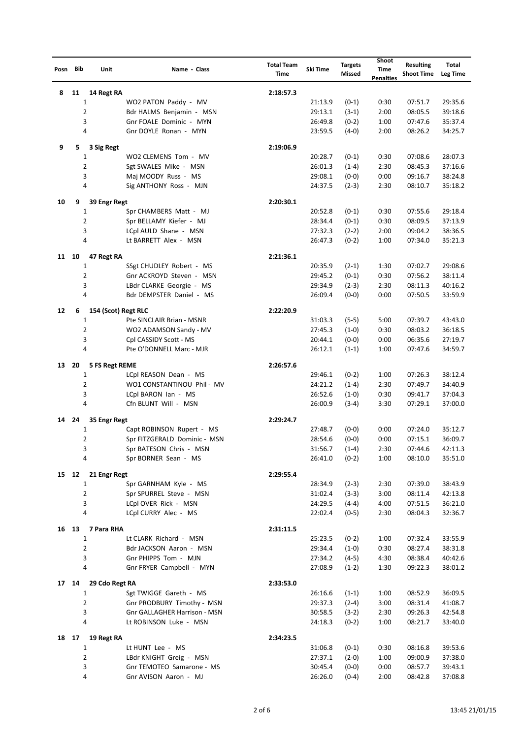| Posn | Bib | Unit | Name - Class | Total Team Time | Ski Time | Targets Missed | Shoot Time Penalties | Resulting Shoot Time | Total Leg Time |
|---|---|---|---|---|---|---|---|---|---|
| 8 | 11 | 14 Regt RA | | 2:18:57.3 | | | | | |
| | 1 | | WO2 PATON Paddy - MV | | 21:13.9 | (0-1) | 0:30 | 07:51.7 | 29:35.6 |
| | 2 | | Bdr HALMS Benjamin - MSN | | 29:13.1 | (3-1) | 2:00 | 08:05.5 | 39:18.6 |
| | 3 | | Gnr FOALE Dominic - MYN | | 26:49.8 | (0-2) | 1:00 | 07:47.6 | 35:37.4 |
| | 4 | | Gnr DOYLE Ronan - MYN | | 23:59.5 | (4-0) | 2:00 | 08:26.2 | 34:25.7 |
| 9 | 5 | 3 Sig Regt | | 2:19:06.9 | | | | | |
| | 1 | | WO2 CLEMENS Tom - MV | | 20:28.7 | (0-1) | 0:30 | 07:08.6 | 28:07.3 |
| | 2 | | Sgt SWALES Mike - MSN | | 26:01.3 | (1-4) | 2:30 | 08:45.3 | 37:16.6 |
| | 3 | | Maj MOODY Russ - MS | | 29:08.1 | (0-0) | 0:00 | 09:16.7 | 38:24.8 |
| | 4 | | Sig ANTHONY Ross - MJN | | 24:37.5 | (2-3) | 2:30 | 08:10.7 | 35:18.2 |
| 10 | 9 | 39 Engr Regt | | 2:20:30.1 | | | | | |
| | 1 | | Spr CHAMBERS Matt - MJ | | 20:52.8 | (0-1) | 0:30 | 07:55.6 | 29:18.4 |
| | 2 | | Spr BELLAMY Kiefer - MJ | | 28:34.4 | (0-1) | 0:30 | 08:09.5 | 37:13.9 |
| | 3 | | LCpl AULD Shane - MSN | | 27:32.3 | (2-2) | 2:00 | 09:04.2 | 38:36.5 |
| | 4 | | Lt BARRETT Alex - MSN | | 26:47.3 | (0-2) | 1:00 | 07:34.0 | 35:21.3 |
| 11 | 10 | 47 Regt RA | | 2:21:36.1 | | | | | |
| | 1 | | SSgt CHUDLEY Robert - MS | | 20:35.9 | (2-1) | 1:30 | 07:02.7 | 29:08.6 |
| | 2 | | Gnr ACKROYD Steven - MSN | | 29:45.2 | (0-1) | 0:30 | 07:56.2 | 38:11.4 |
| | 3 | | LBdr CLARKE Georgie - MS | | 29:34.9 | (2-3) | 2:30 | 08:11.3 | 40:16.2 |
| | 4 | | Bdr DEMPSTER Daniel - MS | | 26:09.4 | (0-0) | 0:00 | 07:50.5 | 33:59.9 |
| 12 | 6 | 154 (Scot) Regt RLC | | 2:22:20.9 | | | | | |
| | 1 | | Pte SINCLAIR Brian - MSNR | | 31:03.3 | (5-5) | 5:00 | 07:39.7 | 43:43.0 |
| | 2 | | WO2 ADAMSON Sandy - MV | | 27:45.3 | (1-0) | 0:30 | 08:03.2 | 36:18.5 |
| | 3 | | Cpl CASSIDY Scott - MS | | 20:44.1 | (0-0) | 0:00 | 06:35.6 | 27:19.7 |
| | 4 | | Pte O'DONNELL Marc - MJR | | 26:12.1 | (1-1) | 1:00 | 07:47.6 | 34:59.7 |
| 13 | 20 | 5 FS Regt REME | | 2:26:57.6 | | | | | |
| | 1 | | LCpl REASON Dean - MS | | 29:46.1 | (0-2) | 1:00 | 07:26.3 | 38:12.4 |
| | 2 | | WO1 CONSTANTINOU Phil - MV | | 24:21.2 | (1-4) | 2:30 | 07:49.7 | 34:40.9 |
| | 3 | | LCpl BARON Ian - MS | | 26:52.6 | (1-0) | 0:30 | 09:41.7 | 37:04.3 |
| | 4 | | Cfn BLUNT Will - MSN | | 26:00.9 | (3-4) | 3:30 | 07:29.1 | 37:00.0 |
| 14 | 24 | 35 Engr Regt | | 2:29:24.7 | | | | | |
| | 1 | | Capt ROBINSON Rupert - MS | | 27:48.7 | (0-0) | 0:00 | 07:24.0 | 35:12.7 |
| | 2 | | Spr FITZGERALD Dominic - MSN | | 28:54.6 | (0-0) | 0:00 | 07:15.1 | 36:09.7 |
| | 3 | | Spr BATESON Chris - MSN | | 31:56.7 | (1-4) | 2:30 | 07:44.6 | 42:11.3 |
| | 4 | | Spr BORNER Sean - MS | | 26:41.0 | (0-2) | 1:00 | 08:10.0 | 35:51.0 |
| 15 | 12 | 21 Engr Regt | | 2:29:55.4 | | | | | |
| | 1 | | Spr GARNHAM Kyle - MS | | 28:34.9 | (2-3) | 2:30 | 07:39.0 | 38:43.9 |
| | 2 | | Spr SPURREL Steve - MSN | | 31:02.4 | (3-3) | 3:00 | 08:11.4 | 42:13.8 |
| | 3 | | LCpl OVER Rick - MSN | | 24:29.5 | (4-4) | 4:00 | 07:51.5 | 36:21.0 |
| | 4 | | LCpl CURRY Alec - MS | | 22:02.4 | (0-5) | 2:30 | 08:04.3 | 32:36.7 |
| 16 | 13 | 7 Para RHA | | 2:31:11.5 | | | | | |
| | 1 | | Lt CLARK Richard - MSN | | 25:23.5 | (0-2) | 1:00 | 07:32.4 | 33:55.9 |
| | 2 | | Bdr JACKSON Aaron - MSN | | 29:34.4 | (1-0) | 0:30 | 08:27.4 | 38:31.8 |
| | 3 | | Gnr PHIPPS Tom - MJN | | 27:34.2 | (4-5) | 4:30 | 08:38.4 | 40:42.6 |
| | 4 | | Gnr FRYER Campbell - MYN | | 27:08.9 | (1-2) | 1:30 | 09:22.3 | 38:01.2 |
| 17 | 14 | 29 Cdo Regt RA | | 2:33:53.0 | | | | | |
| | 1 | | Sgt TWIGGE Gareth - MS | | 26:16.6 | (1-1) | 1:00 | 08:52.9 | 36:09.5 |
| | 2 | | Gnr PRODBURY Timothy - MSN | | 29:37.3 | (2-4) | 3:00 | 08:31.4 | 41:08.7 |
| | 3 | | Gnr GALLAGHER Harrison - MSN | | 30:58.5 | (3-2) | 2:30 | 09:26.3 | 42:54.8 |
| | 4 | | Lt ROBINSON Luke - MSN | | 24:18.3 | (0-2) | 1:00 | 08:21.7 | 33:40.0 |
| 18 | 17 | 19 Regt RA | | 2:34:23.5 | | | | | |
| | 1 | | Lt HUNT Lee - MS | | 31:06.8 | (0-1) | 0:30 | 08:16.8 | 39:53.6 |
| | 2 | | LBdr KNIGHT Greig - MSN | | 27:37.1 | (2-0) | 1:00 | 09:00.9 | 37:38.0 |
| | 3 | | Gnr TEMOTEO Samarone - MS | | 30:45.4 | (0-0) | 0:00 | 08:57.7 | 39:43.1 |
| | 4 | | Gnr AVISON Aaron - MJ | | 26:26.0 | (0-4) | 2:00 | 08:42.8 | 37:08.8 |

13:45 21/01/15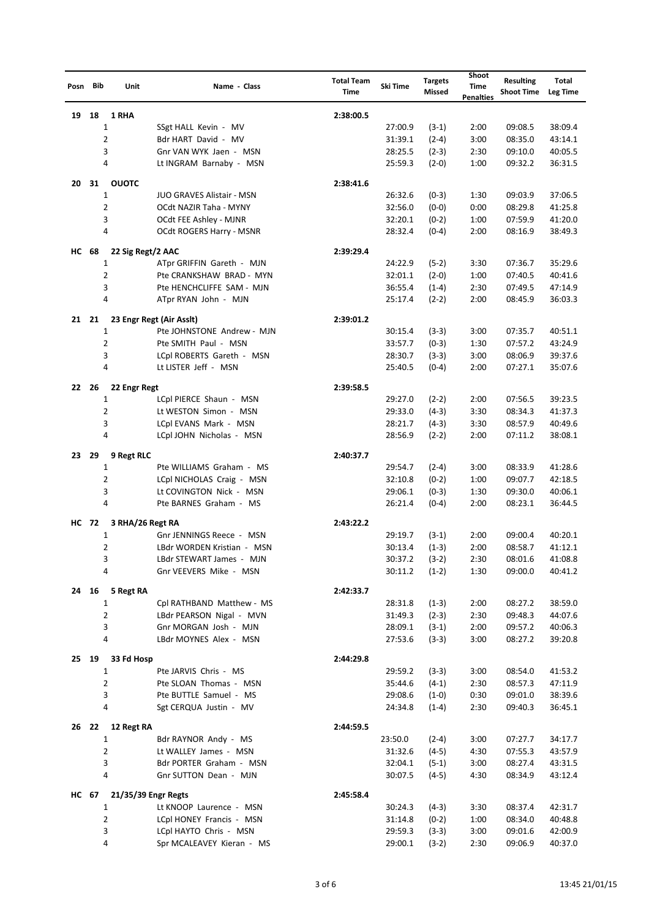| Posn | Bib | Unit | Name - Class | Total Team Time | Ski Time | Targets Missed | Shoot Time Penalties | Resulting Shoot Time | Total Leg Time |
|---|---|---|---|---|---|---|---|---|---|
| 19 | 18 | 1 RHA | | 2:38:00.5 | | | | | |
| | 1 | | SSgt HALL Kevin - MV | | 27:00.9 | (3-1) | 2:00 | 09:08.5 | 38:09.4 |
| | 2 | | Bdr HART David - MV | | 31:39.1 | (2-4) | 3:00 | 08:35.0 | 43:14.1 |
| | 3 | | Gnr VAN WYK Jaen - MSN | | 28:25.5 | (2-3) | 2:30 | 09:10.0 | 40:05.5 |
| | 4 | | Lt INGRAM Barnaby - MSN | | 25:59.3 | (2-0) | 1:00 | 09:32.2 | 36:31.5 |
| 20 | 31 | OUOTC | | 2:38:41.6 | | | | | |
| | 1 | | JUO GRAVES Alistair - MSN | | 26:32.6 | (0-3) | 1:30 | 09:03.9 | 37:06.5 |
| | 2 | | OCdt NAZIR Taha - MYNY | | 32:56.0 | (0-0) | 0:00 | 08:29.8 | 41:25.8 |
| | 3 | | OCdt FEE Ashley - MJNR | | 32:20.1 | (0-2) | 1:00 | 07:59.9 | 41:20.0 |
| | 4 | | OCdt ROGERS Harry - MSNR | | 28:32.4 | (0-4) | 2:00 | 08:16.9 | 38:49.3 |
| HC | 68 | 22 Sig Regt/2 AAC | | 2:39:29.4 | | | | | |
| | 1 | | ATpr GRIFFIN Gareth - MJN | | 24:22.9 | (5-2) | 3:30 | 07:36.7 | 35:29.6 |
| | 2 | | Pte CRANKSHAW BRAD - MYN | | 32:01.1 | (2-0) | 1:00 | 07:40.5 | 40:41.6 |
| | 3 | | Pte HENCHCLIFFE SAM - MJN | | 36:55.4 | (1-4) | 2:30 | 07:49.5 | 47:14.9 |
| | 4 | | ATpr RYAN John - MJN | | 25:17.4 | (2-2) | 2:00 | 08:45.9 | 36:03.3 |
| 21 | 21 | 23 Engr Regt (Air Asslt) | | 2:39:01.2 | | | | | |
| | 1 | | Pte JOHNSTONE Andrew - MJN | | 30:15.4 | (3-3) | 3:00 | 07:35.7 | 40:51.1 |
| | 2 | | Pte SMITH Paul - MSN | | 33:57.7 | (0-3) | 1:30 | 07:57.2 | 43:24.9 |
| | 3 | | LCpl ROBERTS Gareth - MSN | | 28:30.7 | (3-3) | 3:00 | 08:06.9 | 39:37.6 |
| | 4 | | Lt LISTER Jeff - MSN | | 25:40.5 | (0-4) | 2:00 | 07:27.1 | 35:07.6 |
| 22 | 26 | 22 Engr Regt | | 2:39:58.5 | | | | | |
| | 1 | | LCpl PIERCE Shaun - MSN | | 29:27.0 | (2-2) | 2:00 | 07:56.5 | 39:23.5 |
| | 2 | | Lt WESTON Simon - MSN | | 29:33.0 | (4-3) | 3:30 | 08:34.3 | 41:37.3 |
| | 3 | | LCpl EVANS Mark - MSN | | 28:21.7 | (4-3) | 3:30 | 08:57.9 | 40:49.6 |
| | 4 | | LCpl JOHN Nicholas - MSN | | 28:56.9 | (2-2) | 2:00 | 07:11.2 | 38:08.1 |
| 23 | 29 | 9 Regt RLC | | 2:40:37.7 | | | | | |
| | 1 | | Pte WILLIAMS Graham - MS | | 29:54.7 | (2-4) | 3:00 | 08:33.9 | 41:28.6 |
| | 2 | | LCpl NICHOLAS Craig - MSN | | 32:10.8 | (0-2) | 1:00 | 09:07.7 | 42:18.5 |
| | 3 | | Lt COVINGTON Nick - MSN | | 29:06.1 | (0-3) | 1:30 | 09:30.0 | 40:06.1 |
| | 4 | | Pte BARNES Graham - MS | | 26:21.4 | (0-4) | 2:00 | 08:23.1 | 36:44.5 |
| HC | 72 | 3 RHA/26 Regt RA | | 2:43:22.2 | | | | | |
| | 1 | | Gnr JENNINGS Reece - MSN | | 29:19.7 | (3-1) | 2:00 | 09:00.4 | 40:20.1 |
| | 2 | | LBdr WORDEN Kristian - MSN | | 30:13.4 | (1-3) | 2:00 | 08:58.7 | 41:12.1 |
| | 3 | | LBdr STEWART James - MJN | | 30:37.2 | (3-2) | 2:30 | 08:01.6 | 41:08.8 |
| | 4 | | Gnr VEEVERS Mike - MSN | | 30:11.2 | (1-2) | 1:30 | 09:00.0 | 40:41.2 |
| 24 | 16 | 5 Regt RA | | 2:42:33.7 | | | | | |
| | 1 | | Cpl RATHBAND Matthew - MS | | 28:31.8 | (1-3) | 2:00 | 08:27.2 | 38:59.0 |
| | 2 | | LBdr PEARSON Nigal - MVN | | 31:49.3 | (2-3) | 2:30 | 09:48.3 | 44:07.6 |
| | 3 | | Gnr MORGAN Josh - MJN | | 28:09.1 | (3-1) | 2:00 | 09:57.2 | 40:06.3 |
| | 4 | | LBdr MOYNES Alex - MSN | | 27:53.6 | (3-3) | 3:00 | 08:27.2 | 39:20.8 |
| 25 | 19 | 33 Fd Hosp | | 2:44:29.8 | | | | | |
| | 1 | | Pte JARVIS Chris - MS | | 29:59.2 | (3-3) | 3:00 | 08:54.0 | 41:53.2 |
| | 2 | | Pte SLOAN Thomas - MSN | | 35:44.6 | (4-1) | 2:30 | 08:57.3 | 47:11.9 |
| | 3 | | Pte BUTTLE Samuel - MS | | 29:08.6 | (1-0) | 0:30 | 09:01.0 | 38:39.6 |
| | 4 | | Sgt CERQUA Justin - MV | | 24:34.8 | (1-4) | 2:30 | 09:40.3 | 36:45.1 |
| 26 | 22 | 12 Regt RA | | 2:44:59.5 | | | | | |
| | 1 | | Bdr RAYNOR Andy - MS | | 23:50.0 | (2-4) | 3:00 | 07:27.7 | 34:17.7 |
| | 2 | | Lt WALLEY James - MSN | | 31:32.6 | (4-5) | 4:30 | 07:55.3 | 43:57.9 |
| | 3 | | Bdr PORTER Graham - MSN | | 32:04.1 | (5-1) | 3:00 | 08:27.4 | 43:31.5 |
| | 4 | | Gnr SUTTON Dean - MJN | | 30:07.5 | (4-5) | 4:30 | 08:34.9 | 43:12.4 |
| HC | 67 | 21/35/39 Engr Regts | | 2:45:58.4 | | | | | |
| | 1 | | Lt KNOOP Laurence - MSN | | 30:24.3 | (4-3) | 3:30 | 08:37.4 | 42:31.7 |
| | 2 | | LCpl HONEY Francis - MSN | | 31:14.8 | (0-2) | 1:00 | 08:34.0 | 40:48.8 |
| | 3 | | LCpl HAYTO Chris - MSN | | 29:59.3 | (3-3) | 3:00 | 09:01.6 | 42:00.9 |
| | 4 | | Spr MCALEAVEY Kieran - MS | | 29:00.1 | (3-2) | 2:30 | 09:06.9 | 40:37.0 |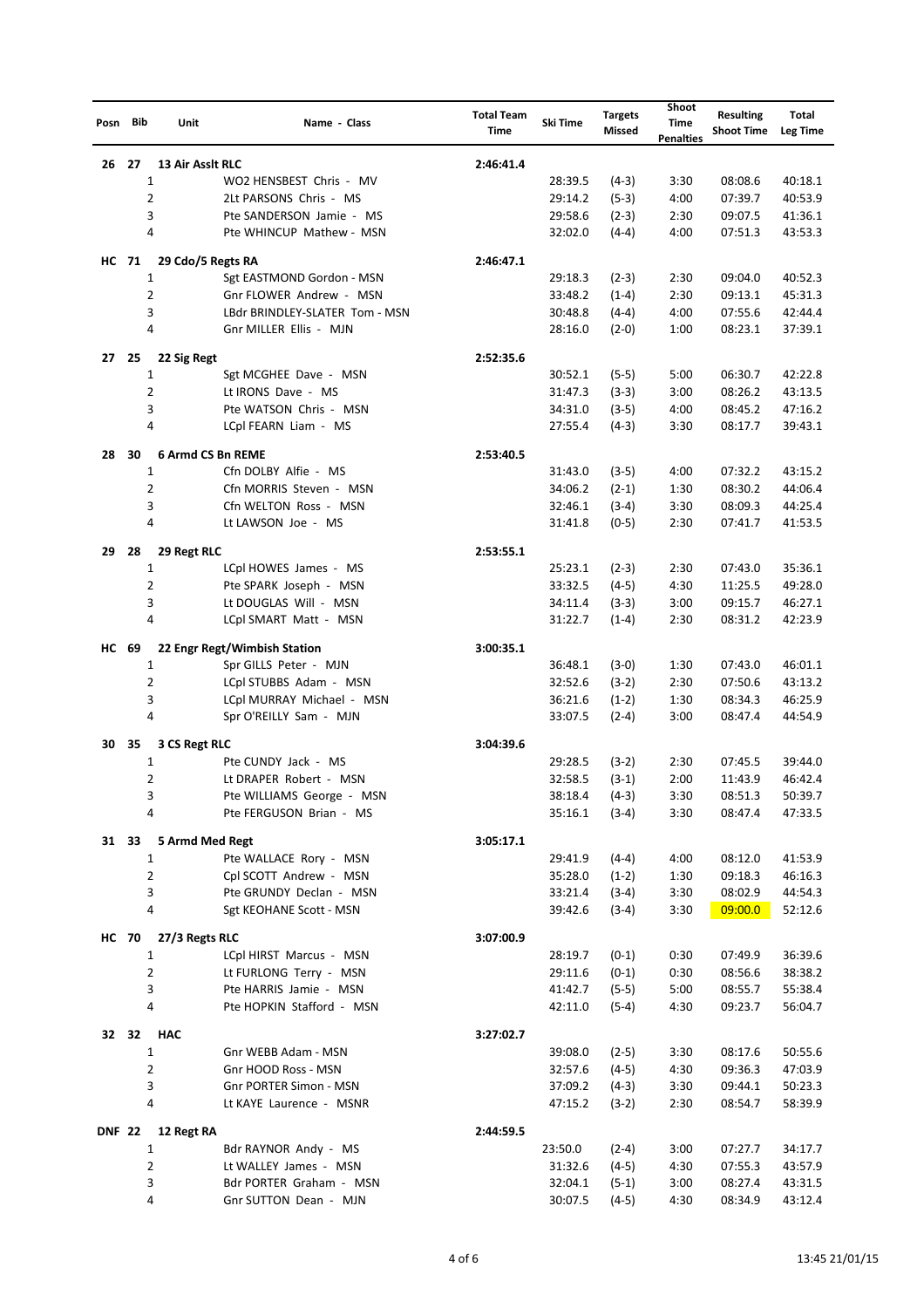| Posn | Bib | Unit | Name - Class | Total Team Time | Ski Time | Targets Missed | Shoot Time Penalties | Resulting Shoot Time | Total Leg Time |
|---|---|---|---|---|---|---|---|---|---|
| 26 | 27 | 13 Air Asslt RLC | | 2:46:41.4 | | | | | |
| | 1 | | WO2 HENSBEST Chris - MV | | 28:39.5 | (4-3) | 3:30 | 08:08.6 | 40:18.1 |
| | 2 | | 2Lt PARSONS Chris - MS | | 29:14.2 | (5-3) | 4:00 | 07:39.7 | 40:53.9 |
| | 3 | | Pte SANDERSON Jamie - MS | | 29:58.6 | (2-3) | 2:30 | 09:07.5 | 41:36.1 |
| | 4 | | Pte WHINCUP Mathew - MSN | | 32:02.0 | (4-4) | 4:00 | 07:51.3 | 43:53.3 |
| HC | 71 | 29 Cdo/5 Regts RA | | 2:46:47.1 | | | | | |
| | 1 | | Sgt EASTMOND Gordon - MSN | | 29:18.3 | (2-3) | 2:30 | 09:04.0 | 40:52.3 |
| | 2 | | Gnr FLOWER Andrew - MSN | | 33:48.2 | (1-4) | 2:30 | 09:13.1 | 45:31.3 |
| | 3 | | LBdr BRINDLEY-SLATER Tom - MSN | | 30:48.8 | (4-4) | 4:00 | 07:55.6 | 42:44.4 |
| | 4 | | Gnr MILLER Ellis - MJN | | 28:16.0 | (2-0) | 1:00 | 08:23.1 | 37:39.1 |
| 27 | 25 | 22 Sig Regt | | 2:52:35.6 | | | | | |
| | 1 | | Sgt MCGHEE Dave - MSN | | 30:52.1 | (5-5) | 5:00 | 06:30.7 | 42:22.8 |
| | 2 | | Lt IRONS Dave - MS | | 31:47.3 | (3-3) | 3:00 | 08:26.2 | 43:13.5 |
| | 3 | | Pte WATSON Chris - MSN | | 34:31.0 | (3-5) | 4:00 | 08:45.2 | 47:16.2 |
| | 4 | | LCpl FEARN Liam - MS | | 27:55.4 | (4-3) | 3:30 | 08:17.7 | 39:43.1 |
| 28 | 30 | 6 Armd CS Bn REME | | 2:53:40.5 | | | | | |
| | 1 | | Cfn DOLBY Alfie - MS | | 31:43.0 | (3-5) | 4:00 | 07:32.2 | 43:15.2 |
| | 2 | | Cfn MORRIS Steven - MSN | | 34:06.2 | (2-1) | 1:30 | 08:30.2 | 44:06.4 |
| | 3 | | Cfn WELTON Ross - MSN | | 32:46.1 | (3-4) | 3:30 | 08:09.3 | 44:25.4 |
| | 4 | | Lt LAWSON Joe - MS | | 31:41.8 | (0-5) | 2:30 | 07:41.7 | 41:53.5 |
| 29 | 28 | 29 Regt RLC | | 2:53:55.1 | | | | | |
| | 1 | | LCpl HOWES James - MS | | 25:23.1 | (2-3) | 2:30 | 07:43.0 | 35:36.1 |
| | 2 | | Pte SPARK Joseph - MSN | | 33:32.5 | (4-5) | 4:30 | 11:25.5 | 49:28.0 |
| | 3 | | Lt DOUGLAS Will - MSN | | 34:11.4 | (3-3) | 3:00 | 09:15.7 | 46:27.1 |
| | 4 | | LCpl SMART Matt - MSN | | 31:22.7 | (1-4) | 2:30 | 08:31.2 | 42:23.9 |
| HC | 69 | 22 Engr Regt/Wimbish Station | | 3:00:35.1 | | | | | |
| | 1 | | Spr GILLS Peter - MJN | | 36:48.1 | (3-0) | 1:30 | 07:43.0 | 46:01.1 |
| | 2 | | LCpl STUBBS Adam - MSN | | 32:52.6 | (3-2) | 2:30 | 07:50.6 | 43:13.2 |
| | 3 | | LCpl MURRAY Michael - MSN | | 36:21.6 | (1-2) | 1:30 | 08:34.3 | 46:25.9 |
| | 4 | | Spr O'REILLY Sam - MJN | | 33:07.5 | (2-4) | 3:00 | 08:47.4 | 44:54.9 |
| 30 | 35 | 3 CS Regt RLC | | 3:04:39.6 | | | | | |
| | 1 | | Pte CUNDY Jack - MS | | 29:28.5 | (3-2) | 2:30 | 07:45.5 | 39:44.0 |
| | 2 | | Lt DRAPER Robert - MSN | | 32:58.5 | (3-1) | 2:00 | 11:43.9 | 46:42.4 |
| | 3 | | Pte WILLIAMS George - MSN | | 38:18.4 | (4-3) | 3:30 | 08:51.3 | 50:39.7 |
| | 4 | | Pte FERGUSON Brian - MS | | 35:16.1 | (3-4) | 3:30 | 08:47.4 | 47:33.5 |
| 31 | 33 | 5 Armd Med Regt | | 3:05:17.1 | | | | | |
| | 1 | | Pte WALLACE Rory - MSN | | 29:41.9 | (4-4) | 4:00 | 08:12.0 | 41:53.9 |
| | 2 | | Cpl SCOTT Andrew - MSN | | 35:28.0 | (1-2) | 1:30 | 09:18.3 | 46:16.3 |
| | 3 | | Pte GRUNDY Declan - MSN | | 33:21.4 | (3-4) | 3:30 | 08:02.9 | 44:54.3 |
| | 4 | | Sgt KEOHANE Scott - MSN | | 39:42.6 | (3-4) | 3:30 | 09:00.0 | 52:12.6 |
| HC | 70 | 27/3 Regts RLC | | 3:07:00.9 | | | | | |
| | 1 | | LCpl HIRST Marcus - MSN | | 28:19.7 | (0-1) | 0:30 | 07:49.9 | 36:39.6 |
| | 2 | | Lt FURLONG Terry - MSN | | 29:11.6 | (0-1) | 0:30 | 08:56.6 | 38:38.2 |
| | 3 | | Pte HARRIS Jamie - MSN | | 41:42.7 | (5-5) | 5:00 | 08:55.7 | 55:38.4 |
| | 4 | | Pte HOPKIN Stafford - MSN | | 42:11.0 | (5-4) | 4:30 | 09:23.7 | 56:04.7 |
| 32 | 32 | HAC | | 3:27:02.7 | | | | | |
| | 1 | | Gnr WEBB Adam - MSN | | 39:08.0 | (2-5) | 3:30 | 08:17.6 | 50:55.6 |
| | 2 | | Gnr HOOD Ross - MSN | | 32:57.6 | (4-5) | 4:30 | 09:36.3 | 47:03.9 |
| | 3 | | Gnr PORTER Simon - MSN | | 37:09.2 | (4-3) | 3:30 | 09:44.1 | 50:23.3 |
| | 4 | | Lt KAYE Laurence - MSNR | | 47:15.2 | (3-2) | 2:30 | 08:54.7 | 58:39.9 |
| DNF | 22 | 12 Regt RA | | 2:44:59.5 | | | | | |
| | 1 | | Bdr RAYNOR Andy - MS | | 23:50.0 | (2-4) | 3:00 | 07:27.7 | 34:17.7 |
| | 2 | | Lt WALLEY James - MSN | | 31:32.6 | (4-5) | 4:30 | 07:55.3 | 43:57.9 |
| | 3 | | Bdr PORTER Graham - MSN | | 32:04.1 | (5-1) | 3:00 | 08:27.4 | 43:31.5 |
| | 4 | | Gnr SUTTON Dean - MJN | | 30:07.5 | (4-5) | 4:30 | 08:34.9 | 43:12.4 |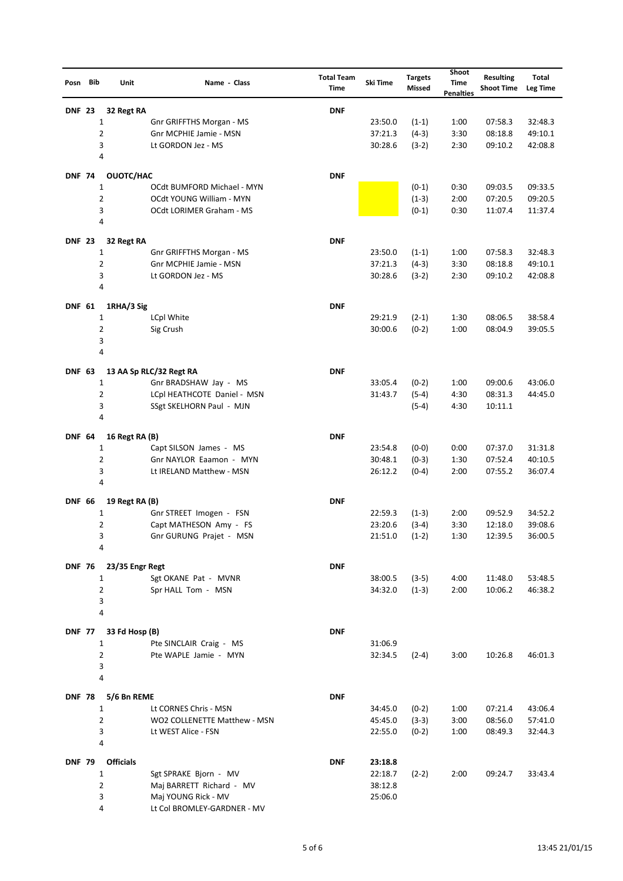| Posn | Bib | Unit | Name - Class | Total Team Time | Ski Time | Targets Missed | Shoot Time Penalties | Resulting Shoot Time | Total Leg Time |
|---|---|---|---|---|---|---|---|---|---|
| DNF | 23 | 32 Regt RA | | DNF | | | | | |
| | 1 | | Gnr GRIFFTHS Morgan - MS | | 23:50.0 | (1-1) | 1:00 | 07:58.3 | 32:48.3 |
| | 2 | | Gnr MCPHIE Jamie - MSN | | 37:21.3 | (4-3) | 3:30 | 08:18.8 | 49:10.1 |
| | 3 | | Lt GORDON Jez - MS | | 30:28.6 | (3-2) | 2:30 | 09:10.2 | 42:08.8 |
| | 4 | | | | | | | | |
| DNF | 74 | OUOTC/HAC | | DNF | | | | | |
| | 1 | | OCdt BUMFORD Michael - MYN | | | (0-1) | 0:30 | 09:03.5 | 09:33.5 |
| | 2 | | OCdt YOUNG William - MYN | | | (1-3) | 2:00 | 07:20.5 | 09:20.5 |
| | 3 | | OCdt LORIMER Graham - MS | | | (0-1) | 0:30 | 11:07.4 | 11:37.4 |
| | 4 | | | | | | | | |
| DNF | 23 | 32 Regt RA | | DNF | | | | | |
| | 1 | | Gnr GRIFFTHS Morgan - MS | | 23:50.0 | (1-1) | 1:00 | 07:58.3 | 32:48.3 |
| | 2 | | Gnr MCPHIE Jamie - MSN | | 37:21.3 | (4-3) | 3:30 | 08:18.8 | 49:10.1 |
| | 3 | | Lt GORDON Jez - MS | | 30:28.6 | (3-2) | 2:30 | 09:10.2 | 42:08.8 |
| | 4 | | | | | | | | |
| DNF | 61 | 1RHA/3 Sig | | DNF | | | | | |
| | 1 | | LCpl White | | 29:21.9 | (2-1) | 1:30 | 08:06.5 | 38:58.4 |
| | 2 | | Sig Crush | | 30:00.6 | (0-2) | 1:00 | 08:04.9 | 39:05.5 |
| | 3 | | | | | | | | |
| | 4 | | | | | | | | |
| DNF | 63 | 13 AA Sp RLC/32 Regt RA | | DNF | | | | | |
| | 1 | | Gnr BRADSHAW Jay - MS | | 33:05.4 | (0-2) | 1:00 | 09:00.6 | 43:06.0 |
| | 2 | | LCpl HEATHCOTE Daniel - MSN | | 31:43.7 | (5-4) | 4:30 | 08:31.3 | 44:45.0 |
| | 3 | | SSgt SKELHORN Paul - MJN | | | (5-4) | 4:30 | 10:11.1 | |
| | 4 | | | | | | | | |
| DNF | 64 | 16 Regt RA (B) | | DNF | | | | | |
| | 1 | | Capt SILSON James - MS | | 23:54.8 | (0-0) | 0:00 | 07:37.0 | 31:31.8 |
| | 2 | | Gnr NAYLOR Eaamon - MYN | | 30:48.1 | (0-3) | 1:30 | 07:52.4 | 40:10.5 |
| | 3 | | Lt IRELAND Matthew - MSN | | 26:12.2 | (0-4) | 2:00 | 07:55.2 | 36:07.4 |
| | 4 | | | | | | | | |
| DNF | 66 | 19 Regt RA (B) | | DNF | | | | | |
| | 1 | | Gnr STREET Imogen - FSN | | 22:59.3 | (1-3) | 2:00 | 09:52.9 | 34:52.2 |
| | 2 | | Capt MATHESON Amy - FS | | 23:20.6 | (3-4) | 3:30 | 12:18.0 | 39:08.6 |
| | 3 | | Gnr GURUNG Prajet - MSN | | 21:51.0 | (1-2) | 1:30 | 12:39.5 | 36:00.5 |
| | 4 | | | | | | | | |
| DNF | 76 | 23/35 Engr Regt | | DNF | | | | | |
| | 1 | | Sgt OKANE Pat - MVNR | | 38:00.5 | (3-5) | 4:00 | 11:48.0 | 53:48.5 |
| | 2 | | Spr HALL Tom - MSN | | 34:32.0 | (1-3) | 2:00 | 10:06.2 | 46:38.2 |
| | 3 | | | | | | | | |
| | 4 | | | | | | | | |
| DNF | 77 | 33 Fd Hosp (B) | | DNF | | | | | |
| | 1 | | Pte SINCLAIR Craig - MS | | 31:06.9 | | | | |
| | 2 | | Pte WAPLE Jamie - MYN | | 32:34.5 | (2-4) | 3:00 | 10:26.8 | 46:01.3 |
| | 3 | | | | | | | | |
| | 4 | | | | | | | | |
| DNF | 78 | 5/6 Bn REME | | DNF | | | | | |
| | 1 | | Lt CORNES Chris - MSN | | 34:45.0 | (0-2) | 1:00 | 07:21.4 | 43:06.4 |
| | 2 | | WO2 COLLENETTE Matthew - MSN | | 45:45.0 | (3-3) | 3:00 | 08:56.0 | 57:41.0 |
| | 3 | | Lt WEST Alice - FSN | | 22:55.0 | (0-2) | 1:00 | 08:49.3 | 32:44.3 |
| | 4 | | | | | | | | |
| DNF | 79 | Officials | | DNF | 23:18.8 | | | | |
| | 1 | | Sgt SPRAKE Bjorn - MV | | 22:18.7 | (2-2) | 2:00 | 09:24.7 | 33:43.4 |
| | 2 | | Maj BARRETT Richard - MV | | 38:12.8 | | | | |
| | 3 | | Maj YOUNG Rick - MV | | 25:06.0 | | | | |
| | 4 | | Lt Col BROMLEY-GARDNER - MV | | | | | | |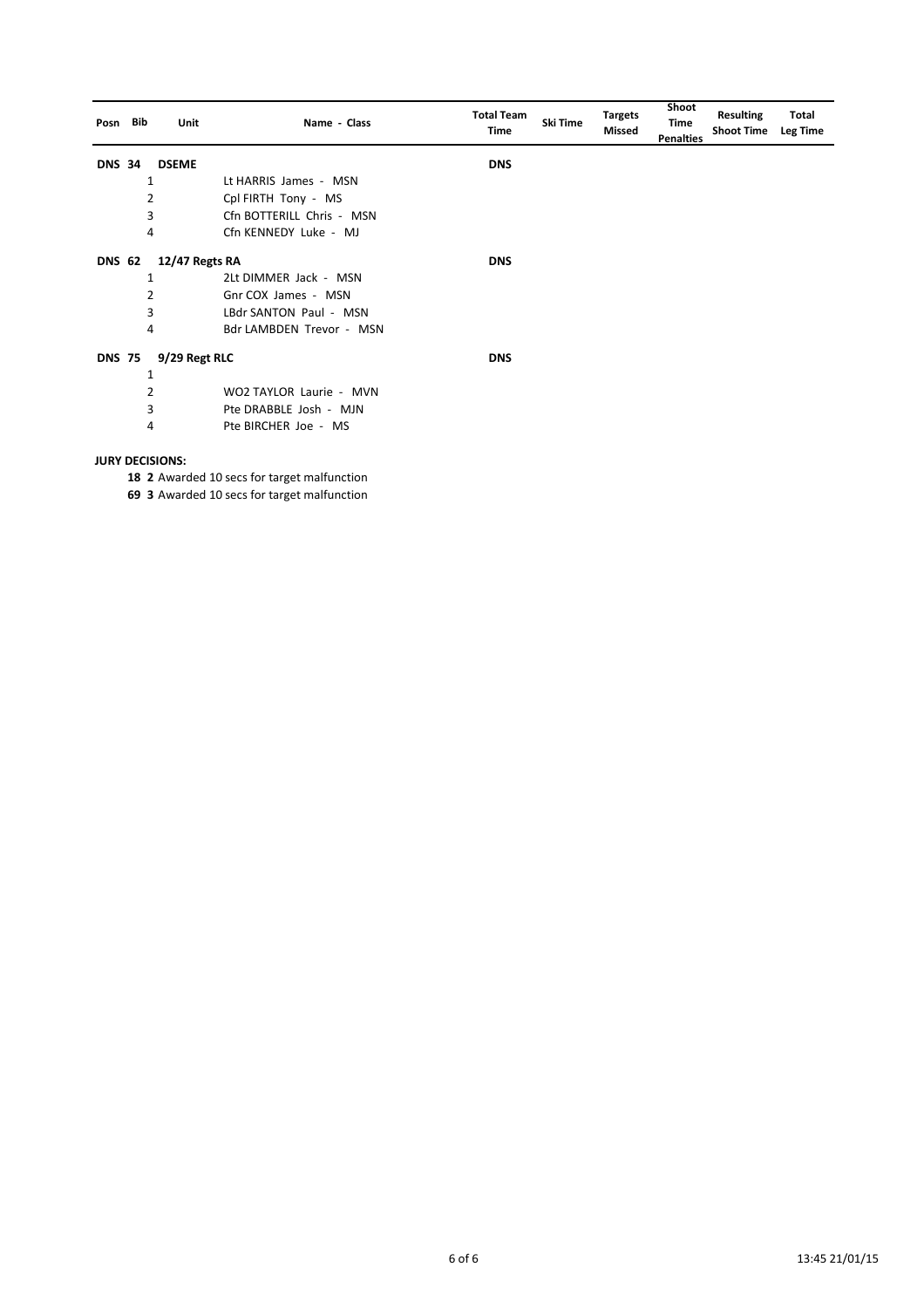| Posn | Bib | Unit | Name - Class | Total Team Time | Ski Time | Targets Missed | Shoot Time Penalties | Resulting Shoot Time | Total Leg Time |
|---|---|---|---|---|---|---|---|---|---|
| DNS | 34 | DSEME | | DNS | | | | | |
| | 1 | | Lt HARRIS James - MSN | | | | | | |
| | 2 | | Cpl FIRTH Tony - MS | | | | | | |
| | 3 | | Cfn BOTTERILL Chris - MSN | | | | | | |
| | 4 | | Cfn KENNEDY Luke - MJ | | | | | | |
| DNS | 62 | 12/47 Regts RA | | DNS | | | | | |
| | 1 | | 2Lt DIMMER Jack - MSN | | | | | | |
| | 2 | | Gnr COX James - MSN | | | | | | |
| | 3 | | LBdr SANTON Paul - MSN | | | | | | |
| | 4 | | Bdr LAMBDEN Trevor - MSN | | | | | | |
| DNS | 75 | 9/29 Regt RLC | | DNS | | | | | |
| | 1 | | | | | | | | |
| | 2 | | WO2 TAYLOR Laurie - MVN | | | | | | |
| | 3 | | Pte DRABBLE Josh - MJN | | | | | | |
| | 4 | | Pte BIRCHER Joe - MS | | | | | | |

**JURY DECISIONS:**

**18** **2** Awarded 10 secs for target malfunction

**69** **3** Awarded 10 secs for target malfunction